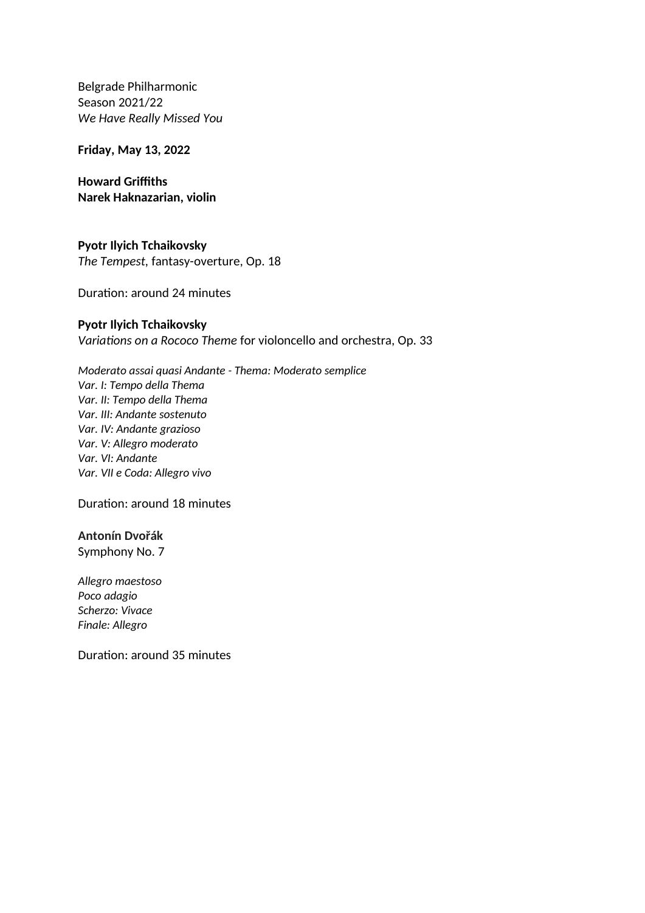Belgrade Philharmonic
Season 2021/22
*We Have Really Missed You*

**Friday, May 13, 2022**

**Howard Griffiths**
**Narek Haknazarian, violin**

**Pyotr Ilyich Tchaikovsky**
*The Tempest*, fantasy-overture, Op. 18

Duration: around 24 minutes

**Pyotr Ilyich Tchaikovsky**
*Variations on a Rococo Theme* for violoncello and orchestra, Op. 33

*Moderato assai quasi Andante - Thema: Moderato semplice*
*Var. I: Tempo della Thema*
*Var. II: Tempo della Thema*
*Var. III: Andante sostenuto*
*Var. IV: Andante grazioso*
*Var. V: Allegro moderato*
*Var. VI: Andante*
*Var. VII e Coda: Allegro vivo*

Duration: around 18 minutes

**Antonín Dvořák**
Symphony No. 7

*Allegro maestoso*
*Poco adagio*
*Scherzo: Vivace*
*Finale: Allegro*

Duration: around 35 minutes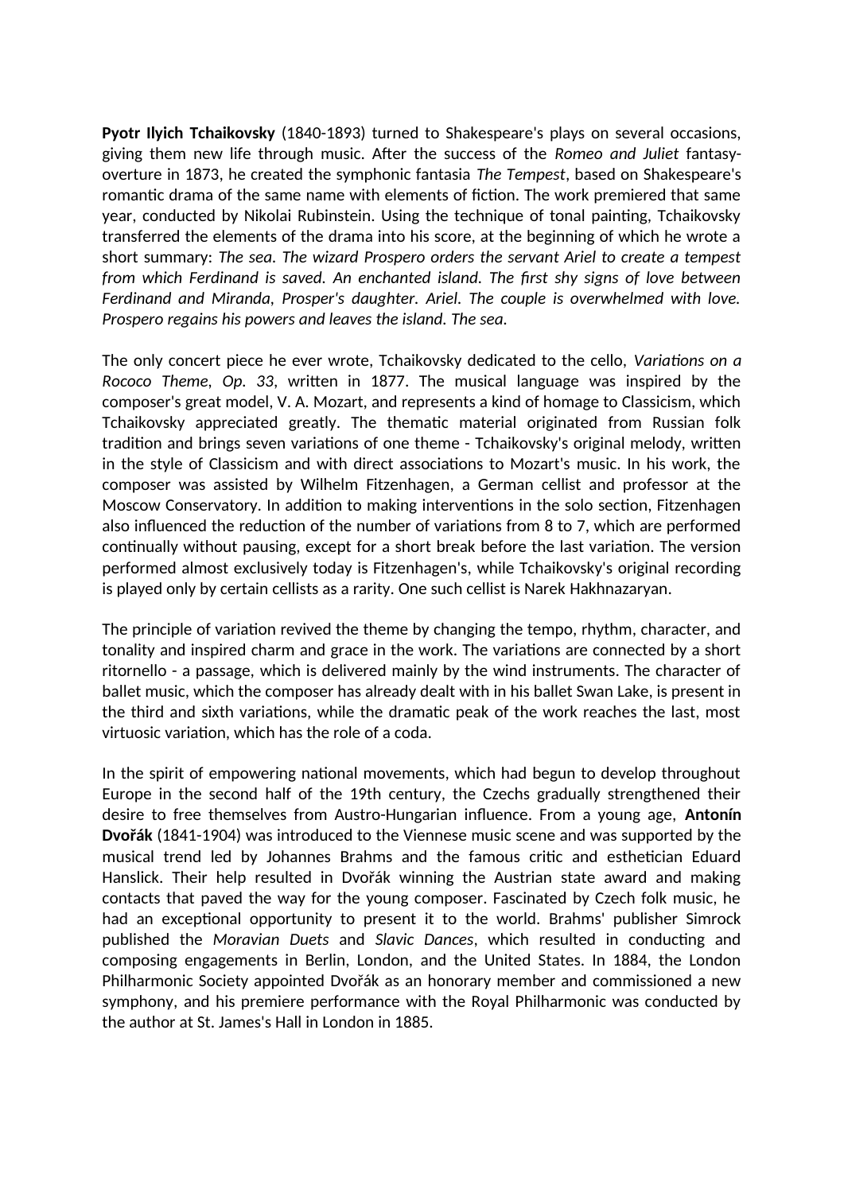**Pyotr Ilyich Tchaikovsky** (1840-1893) turned to Shakespeare's plays on several occasions, giving them new life through music. After the success of the *Romeo and Juliet* fantasy-overture in 1873, he created the symphonic fantasia *The Tempest*, based on Shakespeare's romantic drama of the same name with elements of fiction. The work premiered that same year, conducted by Nikolai Rubinstein. Using the technique of tonal painting, Tchaikovsky transferred the elements of the drama into his score, at the beginning of which he wrote a short summary: *The sea. The wizard Prospero orders the servant Ariel to create a tempest from which Ferdinand is saved. An enchanted island. The first shy signs of love between Ferdinand and Miranda, Prosper's daughter. Ariel. The couple is overwhelmed with love. Prospero regains his powers and leaves the island. The sea.*

The only concert piece he ever wrote, Tchaikovsky dedicated to the cello, *Variations on a Rococo Theme, Op. 33*, written in 1877. The musical language was inspired by the composer's great model, V. A. Mozart, and represents a kind of homage to Classicism, which Tchaikovsky appreciated greatly. The thematic material originated from Russian folk tradition and brings seven variations of one theme - Tchaikovsky's original melody, written in the style of Classicism and with direct associations to Mozart's music. In his work, the composer was assisted by Wilhelm Fitzenhagen, a German cellist and professor at the Moscow Conservatory. In addition to making interventions in the solo section, Fitzenhagen also influenced the reduction of the number of variations from 8 to 7, which are performed continually without pausing, except for a short break before the last variation. The version performed almost exclusively today is Fitzenhagen's, while Tchaikovsky's original recording is played only by certain cellists as a rarity. One such cellist is Narek Hakhnazaryan.

The principle of variation revived the theme by changing the tempo, rhythm, character, and tonality and inspired charm and grace in the work. The variations are connected by a short ritornello - a passage, which is delivered mainly by the wind instruments. The character of ballet music, which the composer has already dealt with in his ballet Swan Lake, is present in the third and sixth variations, while the dramatic peak of the work reaches the last, most virtuosic variation, which has the role of a coda.

In the spirit of empowering national movements, which had begun to develop throughout Europe in the second half of the 19th century, the Czechs gradually strengthened their desire to free themselves from Austro-Hungarian influence. From a young age, **Antonín Dvořák** (1841-1904) was introduced to the Viennese music scene and was supported by the musical trend led by Johannes Brahms and the famous critic and esthetician Eduard Hanslick. Their help resulted in Dvořák winning the Austrian state award and making contacts that paved the way for the young composer. Fascinated by Czech folk music, he had an exceptional opportunity to present it to the world. Brahms' publisher Simrock published the *Moravian Duets* and *Slavic Dances*, which resulted in conducting and composing engagements in Berlin, London, and the United States. In 1884, the London Philharmonic Society appointed Dvořák as an honorary member and commissioned a new symphony, and his premiere performance with the Royal Philharmonic was conducted by the author at St. James's Hall in London in 1885.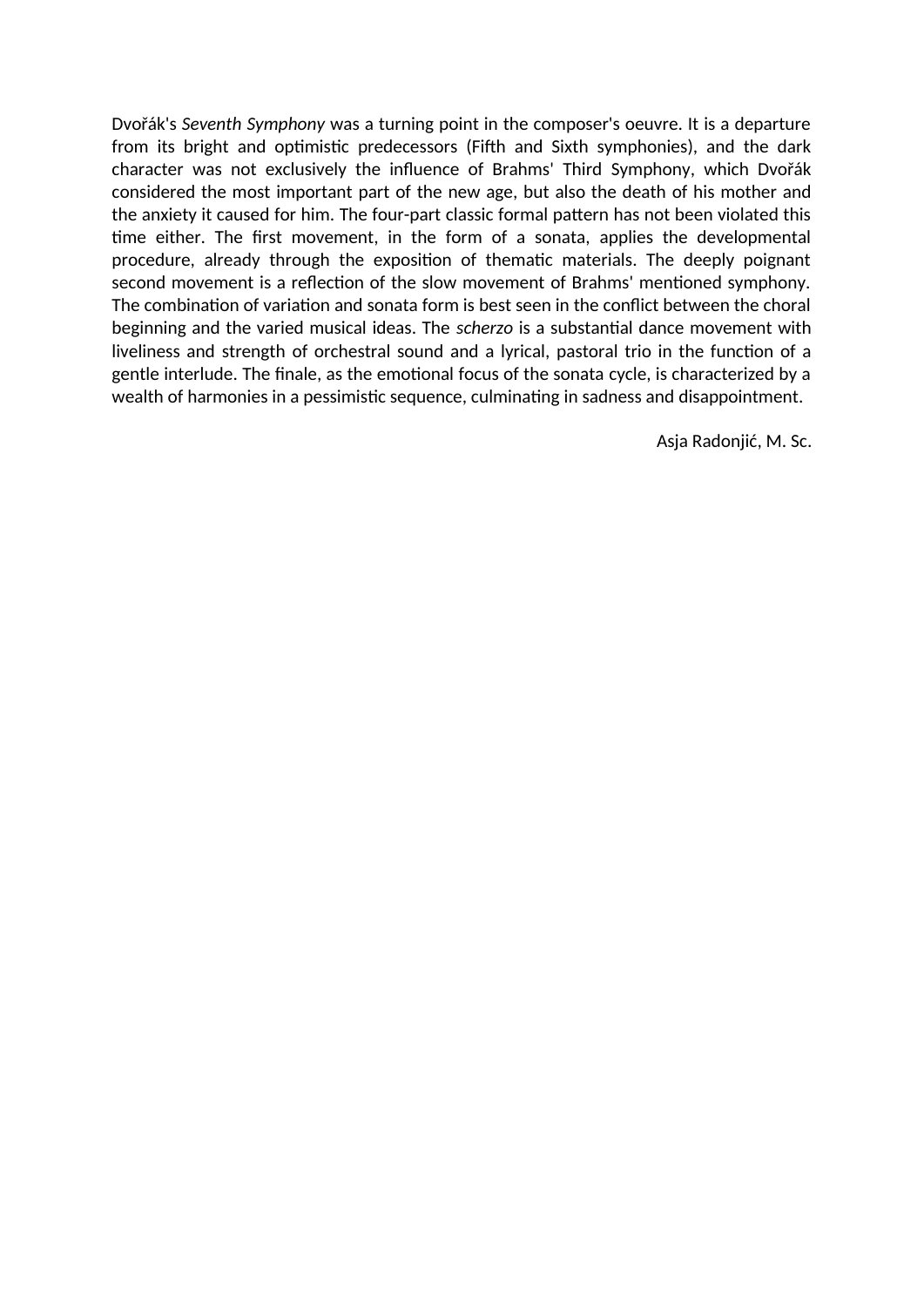Dvořák's *Seventh Symphony* was a turning point in the composer's oeuvre. It is a departure from its bright and optimistic predecessors (Fifth and Sixth symphonies), and the dark character was not exclusively the influence of Brahms' Third Symphony, which Dvořák considered the most important part of the new age, but also the death of his mother and the anxiety it caused for him. The four-part classic formal pattern has not been violated this time either. The first movement, in the form of a sonata, applies the developmental procedure, already through the exposition of thematic materials. The deeply poignant second movement is a reflection of the slow movement of Brahms' mentioned symphony. The combination of variation and sonata form is best seen in the conflict between the choral beginning and the varied musical ideas. The *scherzo* is a substantial dance movement with liveliness and strength of orchestral sound and a lyrical, pastoral trio in the function of a gentle interlude. The finale, as the emotional focus of the sonata cycle, is characterized by a wealth of harmonies in a pessimistic sequence, culminating in sadness and disappointment.

Asja Radonjić, M. Sc.